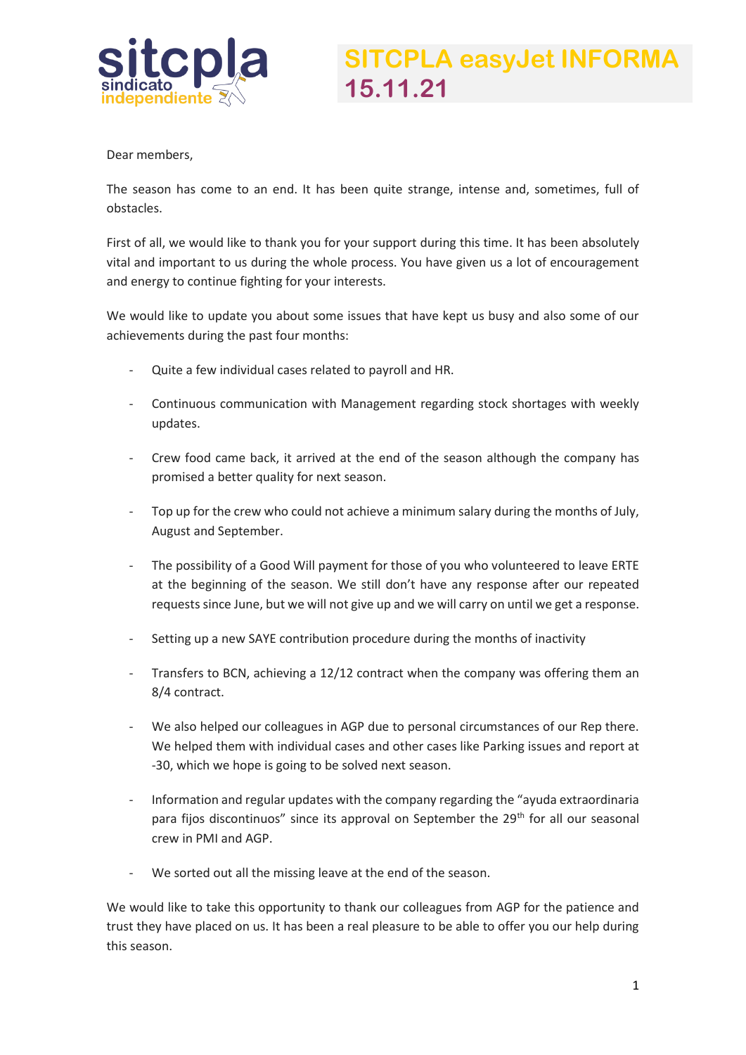# SITCPLA easyJet INFORMA 15.11.21

Dear members,

The season has come to an end. It has been quite strange, intense and, sometimes, full of obstacles.

First of all, we would like to thank you for your support during this time. It has been absolutely vital and important to us during the whole process. You have given us a lot of encouragement and energy to continue fighting for your interests.

We would like to update you about some issues that have kept us busy and also some of our achievements during the past four months:

- Quite a few individual cases related to payroll and HR.
- Continuous communication with Management regarding stock shortages with weekly updates.
- Crew food came back, it arrived at the end of the season although the company has promised a better quality for next season.
- Top up for the crew who could not achieve a minimum salary during the months of July, August and September.
- The possibility of a Good Will payment for those of you who volunteered to leave ERTE at the beginning of the season. We still don't have any response after our repeated requests since June, but we will not give up and we will carry on until we get a response.
- Setting up a new SAYE contribution procedure during the months of inactivity
- Transfers to BCN, achieving a 12/12 contract when the company was offering them an 8/4 contract.
- We also helped our colleagues in AGP due to personal circumstances of our Rep there. We helped them with individual cases and other cases like Parking issues and report at -30, which we hope is going to be solved next season.
- Information and regular updates with the company regarding the "ayuda extraordinaria para fijos discontinuos" since its approval on September the 29th for all our seasonal crew in PMI and AGP.
- We sorted out all the missing leave at the end of the season.

We would like to take this opportunity to thank our colleagues from AGP for the patience and trust they have placed on us. It has been a real pleasure to be able to offer you our help during this season.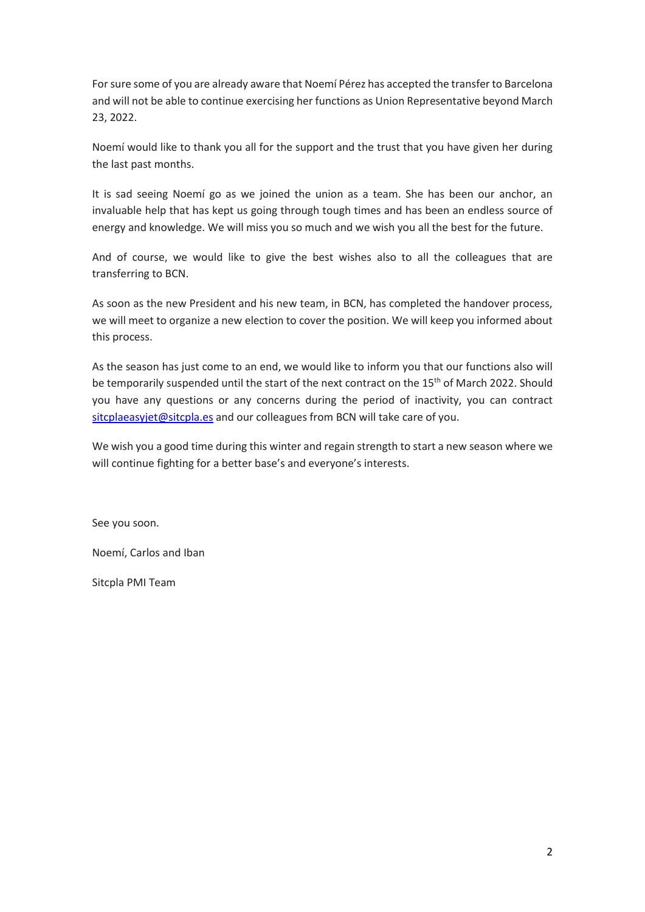For sure some of you are already aware that Noemí Pérez has accepted the transfer to Barcelona and will not be able to continue exercising her functions as Union Representative beyond March 23, 2022.

Noemí would like to thank you all for the support and the trust that you have given her during the last past months.

It is sad seeing Noemí go as we joined the union as a team. She has been our anchor, an invaluable help that has kept us going through tough times and has been an endless source of energy and knowledge. We will miss you so much and we wish you all the best for the future.

And of course, we would like to give the best wishes also to all the colleagues that are transferring to BCN.

As soon as the new President and his new team, in BCN, has completed the handover process, we will meet to organize a new election to cover the position. We will keep you informed about this process.

As the season has just come to an end, we would like to inform you that our functions also will be temporarily suspended until the start of the next contract on the 15th of March 2022. Should you have any questions or any concerns during the period of inactivity, you can contract sitcplaeasyjet@sitcpla.es and our colleagues from BCN will take care of you.

We wish you a good time during this winter and regain strength to start a new season where we will continue fighting for a better base's and everyone's interests.

See you soon.

Noemí, Carlos and Iban

Sitcpla PMI Team